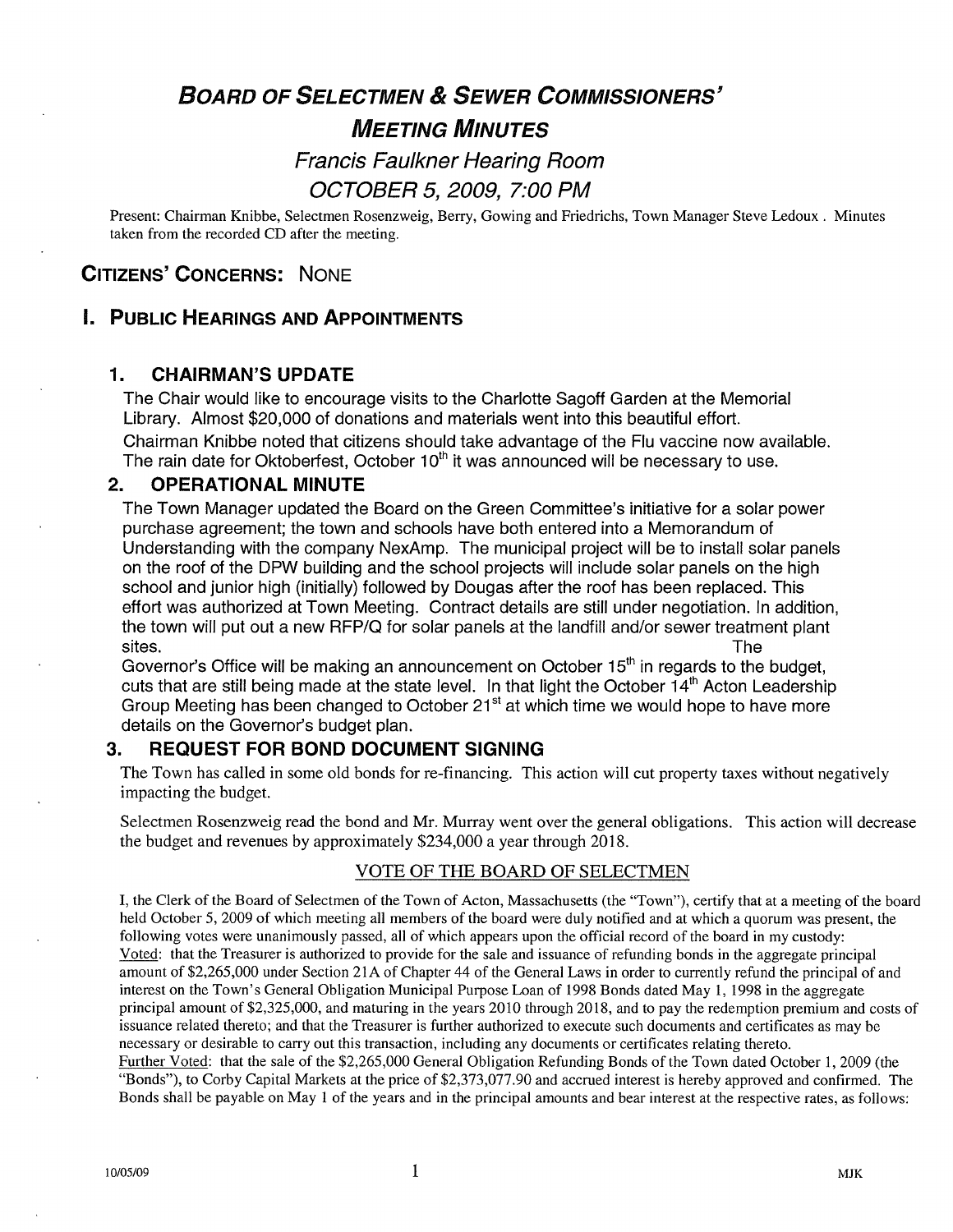# BOARD OF SELECTMEN & SEWER COMMISSIONERS' MEETING MINUTES

## Francis Faulkner Hearing Room

## OCTOBER 5, 2009, 7:00 PM

Present: Chairman Knibbe, Selectmen Rosenzweig, Berry, Gowing and Friedrichs, Town Manager Steve Ledoux . Minutes taken from the recorded CD after the meeting.

## CITIZENS' CONCERNS: NONE

## I. PUBLIC HEARINGS AND APPOINTMENTS

### 1. CHAIRMAN'S UPDATE

The Chair would like to encourage visits to the Charlotte Sagoff Garden at the Memorial Library. Almost $20,000 of donations and materials went into this beautiful effort.

Chairman Knibbe noted that citizens should take advantage of the Flu vaccine now available. The rain date for Oktoberfest, October 10th it was announced will be necessary to use.

### 2. OPERATIONAL MINUTE

The Town Manager updated the Board on the Green Committee's initiative for a solar power purchase agreement; the town and schools have both entered into a Memorandum of Understanding with the company NexAmp. The municipal project will be to install solar panels on the roof of the DPW building and the school projects will include solar panels on the high school and junior high (initially) followed by Dougas after the roof has been replaced. This effort was authorized at Town Meeting. Contract details are still under negotiation. In addition, the town will put out a new RFP/Q for solar panels at the landfill and/or sewer treatment plant sites. The Governor's Office will be making an announcement on October 15th in regards to the budget, cuts that are still being made at the state level. In that light the October 14th Acton Leadership Group Meeting has been changed to October 21st at which time we would hope to have more details on the Governor's budget plan.

### 3. REQUEST FOR BOND DOCUMENT SIGNING

The Town has called in some old bonds for re-financing. This action will cut property taxes without negatively impacting the budget.

Selectmen Rosenzweig read the bond and Mr. Murray went over the general obligations. This action will decrease the budget and revenues by approximately $234,000 a year through 2018.

VOTE OF THE BOARD OF SELECTMEN

I, the Clerk of the Board of Selectmen of the Town of Acton, Massachusetts (the "Town"), certify that at a meeting of the board held October 5, 2009 of which meeting all members of the board were duly notified and at which a quorum was present, the following votes were unanimously passed, all of which appears upon the official record of the board in my custody:

Voted: that the Treasurer is authorized to provide for the sale and issuance of refunding bonds in the aggregate principal amount of $2,265,000 under Section 21A of Chapter 44 of the General Laws in order to currently refund the principal of and interest on the Town's General Obligation Municipal Purpose Loan of 1998 Bonds dated May 1, 1998 in the aggregate principal amount of $2,325,000, and maturing in the years 2010 through 2018, and to pay the redemption premium and costs of issuance related thereto; and that the Treasurer is further authorized to execute such documents and certificates as may be necessary or desirable to carry out this transaction, including any documents or certificates relating thereto.

Further Voted: that the sale of the $2,265,000 General Obligation Refunding Bonds of the Town dated October 1, 2009 (the "Bonds"), to Corby Capital Markets at the price of $2,373,077.90 and accrued interest is hereby approved and confirmed. The Bonds shall be payable on May 1 of the years and in the principal amounts and bear interest at the respective rates, as follows: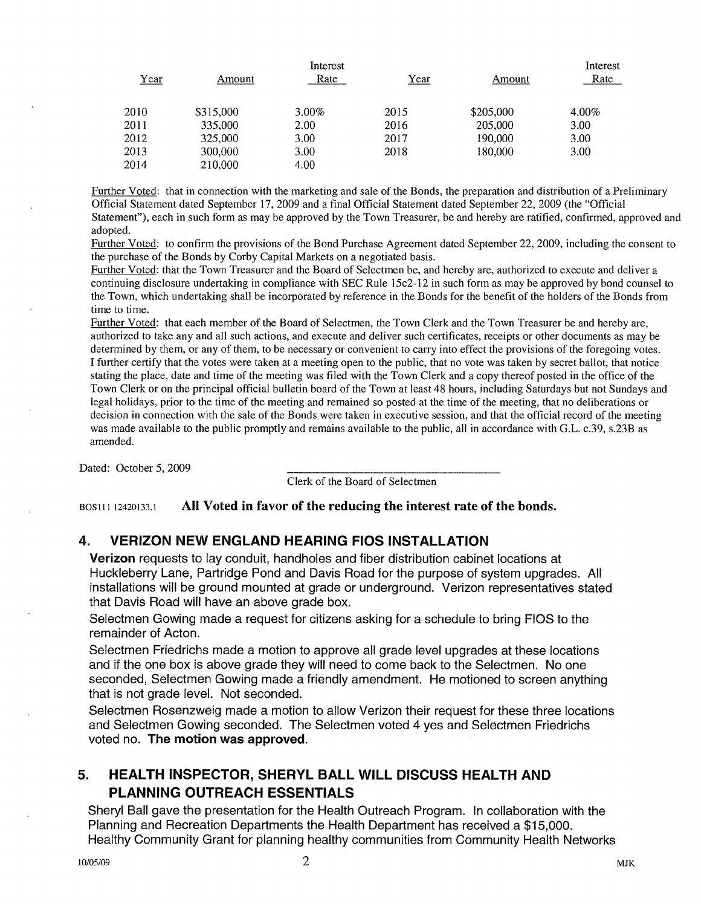| Year | Amount | Interest Rate | Year | Amount | Interest Rate |
|---|---|---|---|---|---|
| 2010 | $315,000 | 3.00% | 2015 | $205,000 | 4.00% |
| 2011 | 335,000 | 2.00 | 2016 | 205,000 | 3.00 |
| 2012 | 325,000 | 3.00 | 2017 | 190,000 | 3.00 |
| 2013 | 300,000 | 3.00 | 2018 | 180,000 | 3.00 |
| 2014 | 210,000 | 4.00 | | | |

Further Voted: that in connection with the marketing and sale of the Bonds, the preparation and distribution of a Preliminary Official Statement dated September 17, 2009 and a final Official Statement dated September 22, 2009 (the "Official Statement"), each in such form as may be approved by the Town Treasurer, be and hereby are ratified, confirmed, approved and adopted.

Further Voted: to confirm the provisions of the Bond Purchase Agreement dated September 22, 2009, including the consent to the purchase of the Bonds by Corby Capital Markets on a negotiated basis.

Further Voted: that the Town Treasurer and the Board of Selectmen be, and hereby are, authorized to execute and deliver a continuing disclosure undertaking in compliance with SEC Rule 15c2-12 in such form as may be approved by bond counsel to the Town, which undertaking shall be incorporated by reference in the Bonds for the benefit of the holders of the Bonds from time to time.

Further Voted: that each member of the Board of Selectmen, the Town Clerk and the Town Treasurer be and hereby are, authorized to take any and all such actions, and execute and deliver such certificates, receipts or other documents as may be determined by them, or any of them, to be necessary or convenient to carry into effect the provisions of the foregoing votes.

I further certify that the votes were taken at a meeting open to the public, that no vote was taken by secret ballot, that notice stating the place, date and time of the meeting was filed with the Town Clerk and a copy thereof posted in the office of the Town Clerk or on the principal official bulletin board of the Town at least 48 hours, including Saturdays but not Sundays and legal holidays, prior to the time of the meeting and remained so posted at the time of the meeting, that no deliberations or decision in connection with the sale of the Bonds were taken in executive session, and that the official record of the meeting was made available to the public promptly and remains available to the public, all in accordance with G.L. c.39, s.23B as amended.

Dated: October 5, 2009

\_\_\_\_\_\_\_\_\_\_\_\_\_\_\_\_\_\_\_\_\_\_\_\_\_\_\_\_\_\_\_\_\_\_\_\_\_\_
Clerk of the Board of Selectmen

BOS111 12420133.1 **All Voted in favor of the reducing the interest rate of the bonds.**

## 4. VERIZON NEW ENGLAND HEARING FIOS INSTALLATION

**Verizon** requests to lay conduit, handholes and fiber distribution cabinet locations at Huckleberry Lane, Partridge Pond and Davis Road for the purpose of system upgrades. All installations will be ground mounted at grade or underground. Verizon representatives stated that Davis Road will have an above grade box.

Selectmen Gowing made a request for citizens asking for a schedule to bring FIOS to the remainder of Acton.

Selectmen Friedrichs made a motion to approve all grade level upgrades at these locations and if the one box is above grade they will need to come back to the Selectmen. No one seconded, Selectmen Gowing made a friendly amendment. He motioned to screen anything that is not grade level. Not seconded.

Selectmen Rosenzweig made a motion to allow Verizon their request for these three locations and Selectmen Gowing seconded. The Selectmen voted 4 yes and Selectmen Friedrichs voted no. **The motion was approved.**

## 5. HEALTH INSPECTOR, SHERYL BALL WILL DISCUSS HEALTH AND PLANNING OUTREACH ESSENTIALS

Sheryl Ball gave the presentation for the Health Outreach Program. In collaboration with the Planning and Recreation Departments the Health Department has received a $15,000. Healthy Community Grant for planning healthy communities from Community Health Networks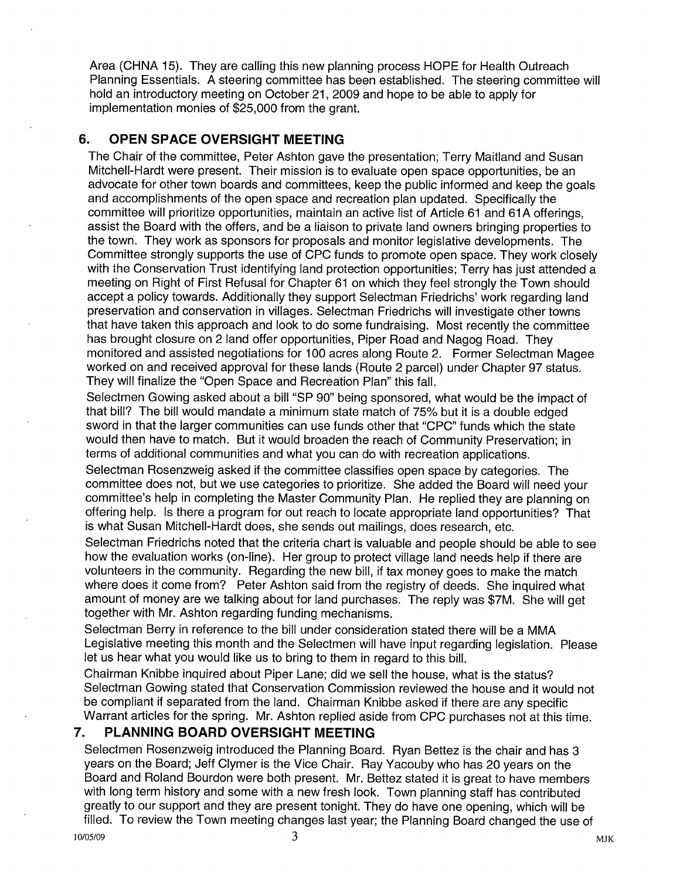Area (CHNA 15). They are calling this new planning process HOPE for Health Outreach Planning Essentials. A steering committee has been established. The steering committee will hold an introductory meeting on October 21, 2009 and hope to be able to apply for implementation monies of $25,000 from the grant.

## 6. OPEN SPACE OVERSIGHT MEETING

The Chair of the committee, Peter Ashton gave the presentation; Terry Maitland and Susan Mitchell-Hardt were present. Their mission is to evaluate open space opportunities, be an advocate for other town boards and committees, keep the public informed and keep the goals and accomplishments of the open space and recreation plan updated. Specifically the committee will prioritize opportunities, maintain an active list of Article 61 and 61A offerings, assist the Board with the offers, and be a liaison to private land owners bringing properties to the town. They work as sponsors for proposals and monitor legislative developments. The Committee strongly supports the use of CPC funds to promote open space. They work closely with the Conservation Trust identifying land protection opportunities; Terry has just attended a meeting on Right of First Refusal for Chapter 61 on which they feel strongly the Town should accept a policy towards. Additionally they support Selectman Friedrichs' work regarding land preservation and conservation in villages. Selectman Friedrichs will investigate other towns that have taken this approach and look to do some fundraising. Most recently the committee has brought closure on 2 land offer opportunities, Piper Road and Nagog Road. They monitored and assisted negotiations for 100 acres along Route 2. Former Selectman Magee worked on and received approval for these lands (Route 2 parcel) under Chapter 97 status. They will finalize the "Open Space and Recreation Plan" this fall.

Selectmen Gowing asked about a bill "SP 90" being sponsored, what would be the impact of that bill? The bill would mandate a minimum state match of 75% but it is a double edged sword in that the larger communities can use funds other that "CPC" funds which the state would then have to match. But it would broaden the reach of Community Preservation; in terms of additional communities and what you can do with recreation applications.

Selectman Rosenzweig asked if the committee classifies open space by categories. The committee does not, but we use categories to prioritize. She added the Board will need your committee's help in completing the Master Community Plan. He replied they are planning on offering help. Is there a program for out reach to locate appropriate land opportunities? That is what Susan Mitchell-Hardt does, she sends out mailings, does research, etc.

Selectman Friedrichs noted that the criteria chart is valuable and people should be able to see how the evaluation works (on-line). Her group to protect village land needs help if there are volunteers in the community. Regarding the new bill, if tax money goes to make the match where does it come from? Peter Ashton said from the registry of deeds. She inquired what amount of money are we talking about for land purchases. The reply was $7M. She will get together with Mr. Ashton regarding funding mechanisms.

Selectman Berry in reference to the bill under consideration stated there will be a MMA Legislative meeting this month and the Selectmen will have input regarding legislation. Please let us hear what you would like us to bring to them in regard to this bill.

Chairman Knibbe inquired about Piper Lane; did we sell the house, what is the status? Selectman Gowing stated that Conservation Commission reviewed the house and it would not be compliant if separated from the land. Chairman Knibbe asked if there are any specific Warrant articles for the spring. Mr. Ashton replied aside from CPC purchases not at this time.

## 7. PLANNING BOARD OVERSIGHT MEETING

Selectmen Rosenzweig introduced the Planning Board. Ryan Bettez is the chair and has 3 years on the Board; Jeff Clymer is the Vice Chair. Ray Yacouby who has 20 years on the Board and Roland Bourdon were both present. Mr. Bettez stated it is great to have members with long term history and some with a new fresh look. Town planning staff has contributed greatly to our support and they are present tonight. They do have one opening, which will be filled. To review the Town meeting changes last year; the Planning Board changed the use of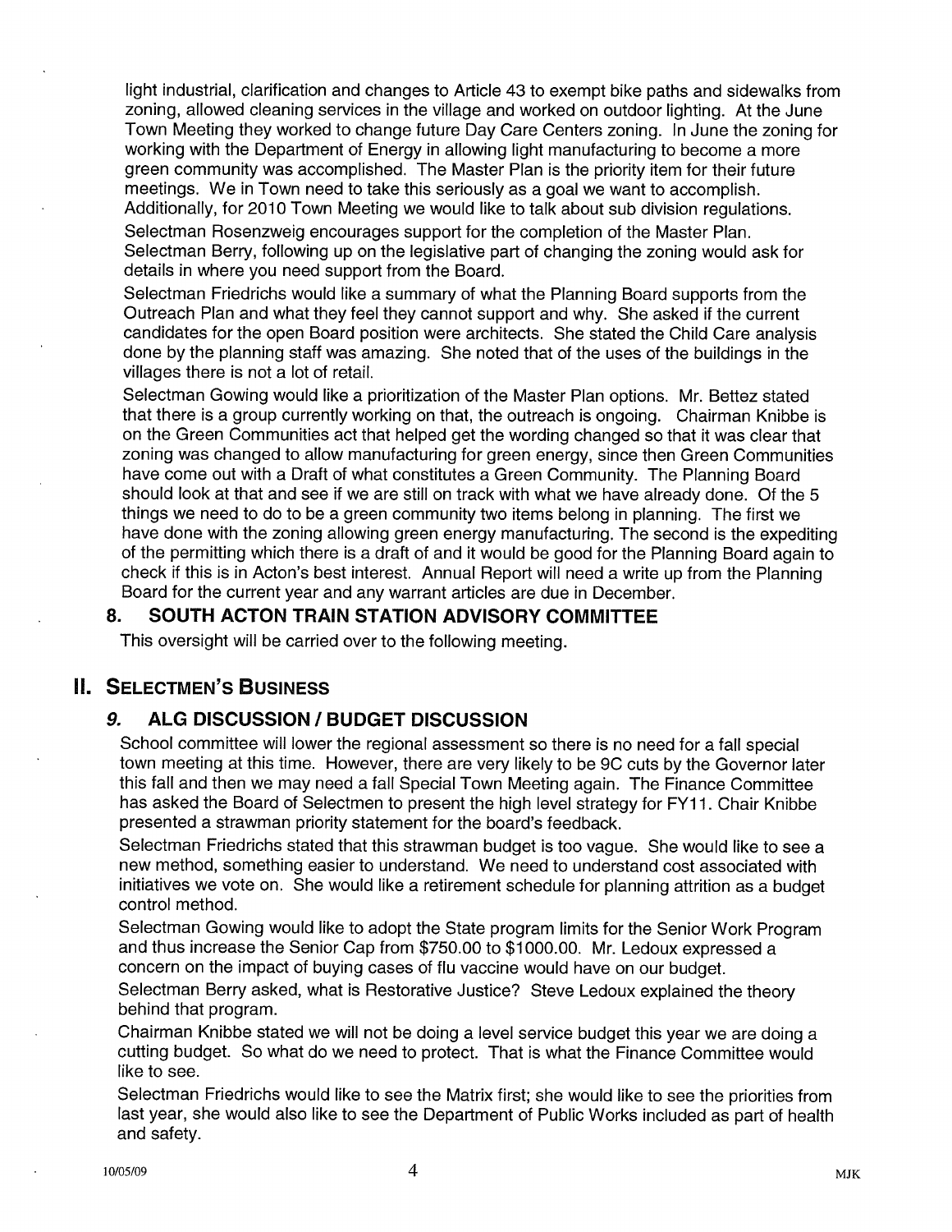light industrial, clarification and changes to Article 43 to exempt bike paths and sidewalks from zoning, allowed cleaning services in the village and worked on outdoor lighting. At the June Town Meeting they worked to change future Day Care Centers zoning. In June the zoning for working with the Department of Energy in allowing light manufacturing to become a more green community was accomplished. The Master Plan is the priority item for their future meetings. We in Town need to take this seriously as a goal we want to accomplish. Additionally, for 2010 Town Meeting we would like to talk about sub division regulations.

Selectman Rosenzweig encourages support for the completion of the Master Plan.

Selectman Berry, following up on the legislative part of changing the zoning would ask for details in where you need support from the Board.

Selectman Friedrichs would like a summary of what the Planning Board supports from the Outreach Plan and what they feel they cannot support and why. She asked if the current candidates for the open Board position were architects. She stated the Child Care analysis done by the planning staff was amazing. She noted that of the uses of the buildings in the villages there is not a lot of retail.

Selectman Gowing would like a prioritization of the Master Plan options. Mr. Bettez stated that there is a group currently working on that, the outreach is ongoing. Chairman Knibbe is on the Green Communities act that helped get the wording changed so that it was clear that zoning was changed to allow manufacturing for green energy, since then Green Communities have come out with a Draft of what constitutes a Green Community. The Planning Board should look at that and see if we are still on track with what we have already done. Of the 5 things we need to do to be a green community two items belong in planning. The first we have done with the zoning allowing green energy manufacturing. The second is the expediting of the permitting which there is a draft of and it would be good for the Planning Board again to check if this is in Acton's best interest. Annual Report will need a write up from the Planning Board for the current year and any warrant articles are due in December.

### 8. SOUTH ACTON TRAIN STATION ADVISORY COMMITTEE

This oversight will be carried over to the following meeting.

## II. SELECTMEN'S BUSINESS

### *9.* ALG DISCUSSION / BUDGET DISCUSSION

School committee will lower the regional assessment so there is no need for a fall special town meeting at this time. However, there are very likely to be 9C cuts by the Governor later this fall and then we may need a fall Special Town Meeting again. The Finance Committee has asked the Board of Selectmen to present the high level strategy for FY11. Chair Knibbe presented a strawman priority statement for the board's feedback.

Selectman Friedrichs stated that this strawman budget is too vague. She would like to see a new method, something easier to understand. We need to understand cost associated with initiatives we vote on. She would like a retirement schedule for planning attrition as a budget control method.

Selectman Gowing would like to adopt the State program limits for the Senior Work Program and thus increase the Senior Cap from $750.00 to $1000.00. Mr. Ledoux expressed a concern on the impact of buying cases of flu vaccine would have on our budget.

Selectman Berry asked, what is Restorative Justice? Steve Ledoux explained the theory behind that program.

Chairman Knibbe stated we will not be doing a level service budget this year we are doing a cutting budget. So what do we need to protect. That is what the Finance Committee would like to see.

Selectman Friedrichs would like to see the Matrix first; she would like to see the priorities from last year, she would also like to see the Department of Public Works included as part of health and safety.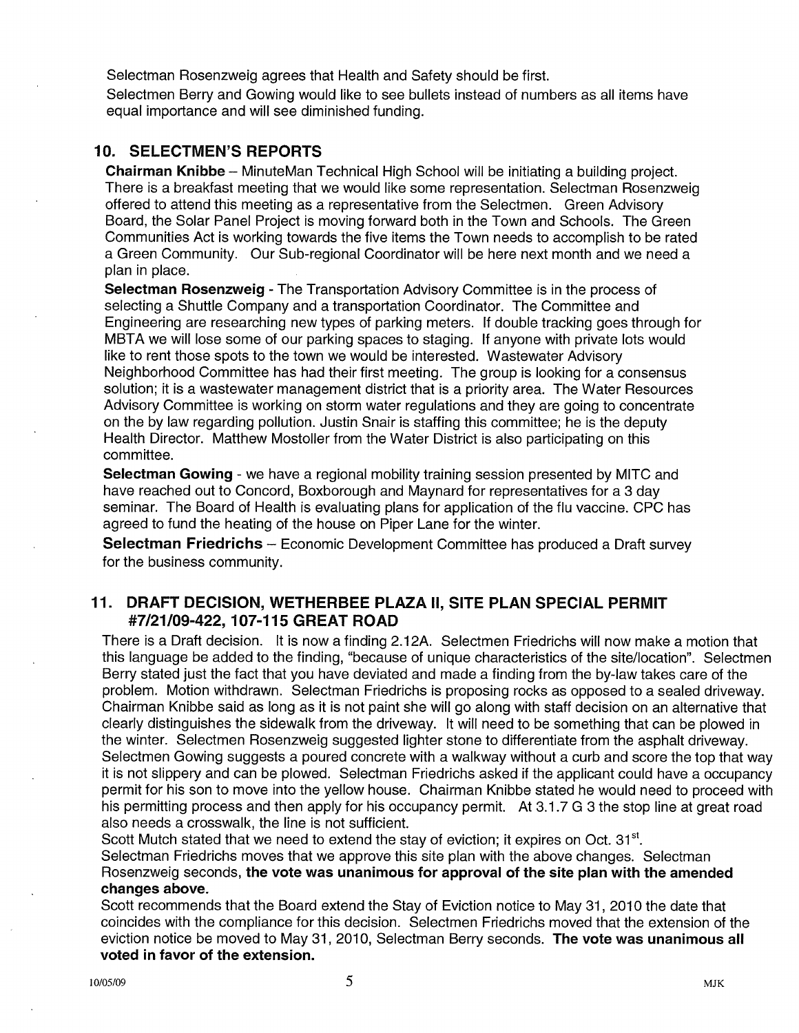Selectman Rosenzweig agrees that Health and Safety should be first.

Selectmen Berry and Gowing would like to see bullets instead of numbers as all items have equal importance and will see diminished funding.

## 10. SELECTMEN'S REPORTS

**Chairman Knibbe** – MinuteMan Technical High School will be initiating a building project. There is a breakfast meeting that we would like some representation. Selectman Rosenzweig offered to attend this meeting as a representative from the Selectmen. Green Advisory Board, the Solar Panel Project is moving forward both in the Town and Schools. The Green Communities Act is working towards the five items the Town needs to accomplish to be rated a Green Community. Our Sub-regional Coordinator will be here next month and we need a plan in place.

**Selectman Rosenzweig** - The Transportation Advisory Committee is in the process of selecting a Shuttle Company and a transportation Coordinator. The Committee and Engineering are researching new types of parking meters. If double tracking goes through for MBTA we will lose some of our parking spaces to staging. If anyone with private lots would like to rent those spots to the town we would be interested. Wastewater Advisory Neighborhood Committee has had their first meeting. The group is looking for a consensus solution; it is a wastewater management district that is a priority area. The Water Resources Advisory Committee is working on storm water regulations and they are going to concentrate on the by law regarding pollution. Justin Snair is staffing this committee; he is the deputy Health Director. Matthew Mostoller from the Water District is also participating on this committee.

**Selectman Gowing** - we have a regional mobility training session presented by MITC and have reached out to Concord, Boxborough and Maynard for representatives for a 3 day seminar. The Board of Health is evaluating plans for application of the flu vaccine. CPC has agreed to fund the heating of the house on Piper Lane for the winter.

**Selectman Friedrichs** – Economic Development Committee has produced a Draft survey for the business community.

## 11. DRAFT DECISION, WETHERBEE PLAZA II, SITE PLAN SPECIAL PERMIT #7/21/09-422, 107-115 GREAT ROAD

There is a Draft decision. It is now a finding 2.12A. Selectmen Friedrichs will now make a motion that this language be added to the finding, "because of unique characteristics of the site/location". Selectmen Berry stated just the fact that you have deviated and made a finding from the by-law takes care of the problem. Motion withdrawn. Selectman Friedrichs is proposing rocks as opposed to a sealed driveway. Chairman Knibbe said as long as it is not paint she will go along with staff decision on an alternative that clearly distinguishes the sidewalk from the driveway. It will need to be something that can be plowed in the winter. Selectmen Rosenzweig suggested lighter stone to differentiate from the asphalt driveway. Selectmen Gowing suggests a poured concrete with a walkway without a curb and score the top that way it is not slippery and can be plowed. Selectman Friedrichs asked if the applicant could have a occupancy permit for his son to move into the yellow house. Chairman Knibbe stated he would need to proceed with his permitting process and then apply for his occupancy permit. At 3.1.7 G 3 the stop line at great road also needs a crosswalk, the line is not sufficient.

Scott Mutch stated that we need to extend the stay of eviction; it expires on Oct. 31st.

Selectman Friedrichs moves that we approve this site plan with the above changes. Selectman Rosenzweig seconds, **the vote was unanimous for approval of the site plan with the amended changes above.**

Scott recommends that the Board extend the Stay of Eviction notice to May 31, 2010 the date that coincides with the compliance for this decision. Selectmen Friedrichs moved that the extension of the eviction notice be moved to May 31, 2010, Selectman Berry seconds. **The vote was unanimous all voted in favor of the extension.**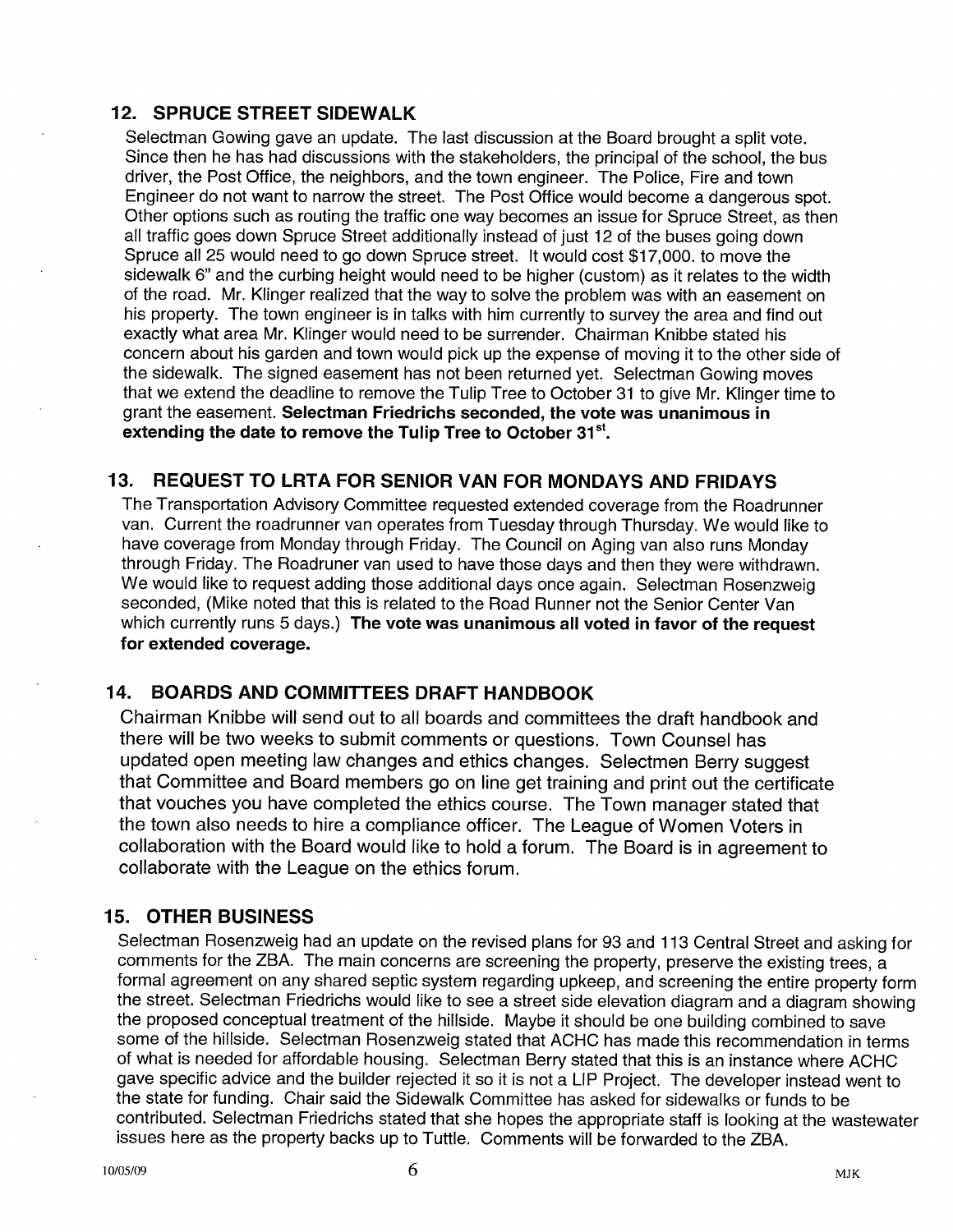## 12. SPRUCE STREET SIDEWALK

Selectman Gowing gave an update. The last discussion at the Board brought a split vote. Since then he has had discussions with the stakeholders, the principal of the school, the bus driver, the Post Office, the neighbors, and the town engineer. The Police, Fire and town Engineer do not want to narrow the street. The Post Office would become a dangerous spot. Other options such as routing the traffic one way becomes an issue for Spruce Street, as then all traffic goes down Spruce Street additionally instead of just 12 of the buses going down Spruce all 25 would need to go down Spruce street. It would cost $17,000. to move the sidewalk 6" and the curbing height would need to be higher (custom) as it relates to the width of the road. Mr. Klinger realized that the way to solve the problem was with an easement on his property. The town engineer is in talks with him currently to survey the area and find out exactly what area Mr. Klinger would need to be surrender. Chairman Knibbe stated his concern about his garden and town would pick up the expense of moving it to the other side of the sidewalk. The signed easement has not been returned yet. Selectman Gowing moves that we extend the deadline to remove the Tulip Tree to October 31 to give Mr. Klinger time to grant the easement. **Selectman Friedrichs seconded, the vote was unanimous in extending the date to remove the Tulip Tree to October 31st.**

## 13. REQUEST TO LRTA FOR SENIOR VAN FOR MONDAYS AND FRIDAYS

The Transportation Advisory Committee requested extended coverage from the Roadrunner van. Current the roadrunner van operates from Tuesday through Thursday. We would like to have coverage from Monday through Friday. The Council on Aging van also runs Monday through Friday. The Roadruner van used to have those days and then they were withdrawn. We would like to request adding those additional days once again. Selectman Rosenzweig seconded, (Mike noted that this is related to the Road Runner not the Senior Center Van which currently runs 5 days.) **The vote was unanimous all voted in favor of the request for extended coverage.**

## 14. BOARDS AND COMMITTEES DRAFT HANDBOOK

Chairman Knibbe will send out to all boards and committees the draft handbook and there will be two weeks to submit comments or questions. Town Counsel has updated open meeting law changes and ethics changes. Selectmen Berry suggest that Committee and Board members go on line get training and print out the certificate that vouches you have completed the ethics course. The Town manager stated that the town also needs to hire a compliance officer. The League of Women Voters in collaboration with the Board would like to hold a forum. The Board is in agreement to collaborate with the League on the ethics forum.

## 15. OTHER BUSINESS

Selectman Rosenzweig had an update on the revised plans for 93 and 113 Central Street and asking for comments for the ZBA. The main concerns are screening the property, preserve the existing trees, a formal agreement on any shared septic system regarding upkeep, and screening the entire property form the street. Selectman Friedrichs would like to see a street side elevation diagram and a diagram showing the proposed conceptual treatment of the hillside. Maybe it should be one building combined to save some of the hillside. Selectman Rosenzweig stated that ACHC has made this recommendation in terms of what is needed for affordable housing. Selectman Berry stated that this is an instance where ACHC gave specific advice and the builder rejected it so it is not a LIP Project. The developer instead went to the state for funding. Chair said the Sidewalk Committee has asked for sidewalks or funds to be contributed. Selectman Friedrichs stated that she hopes the appropriate staff is looking at the wastewater issues here as the property backs up to Tuttle. Comments will be forwarded to the ZBA.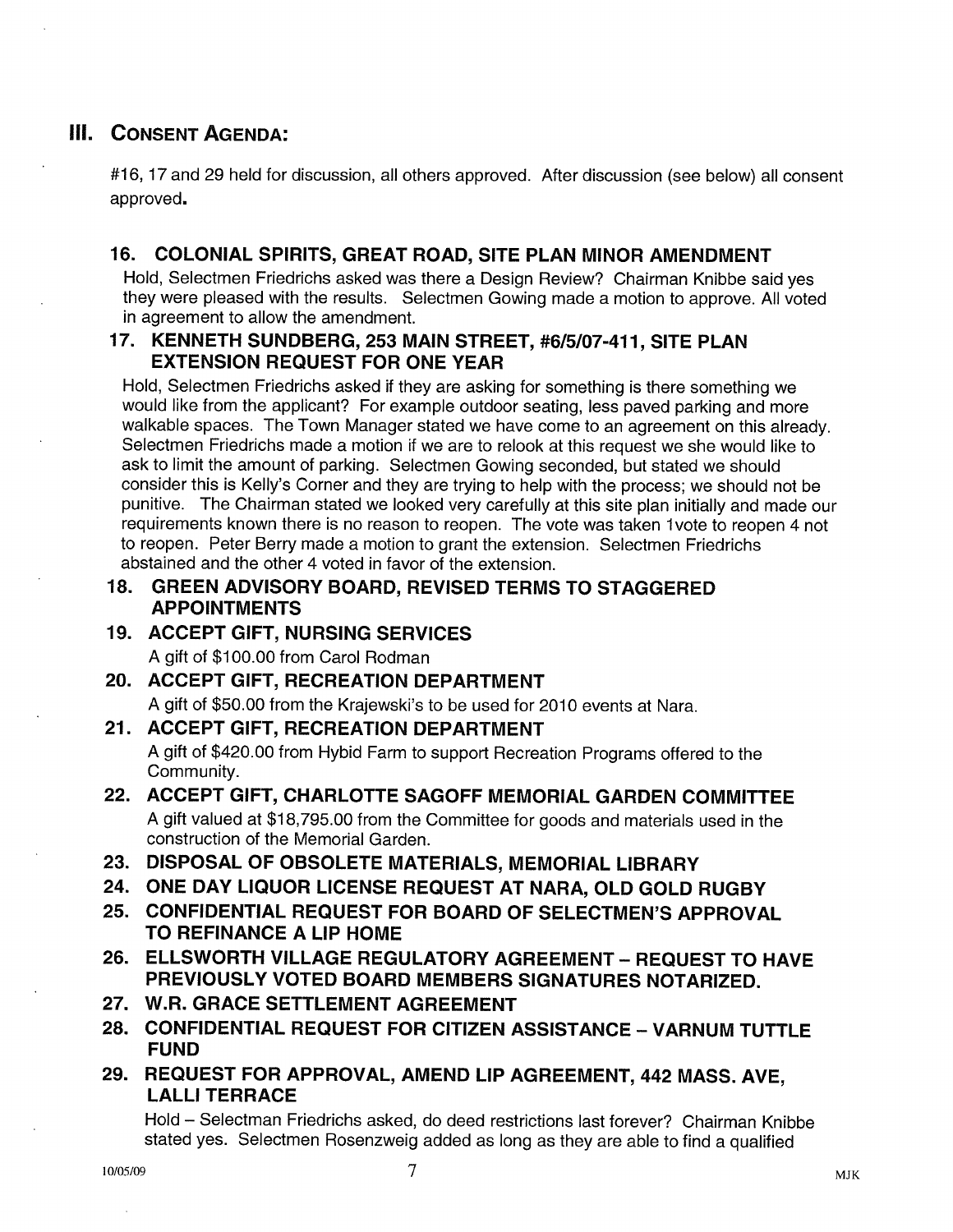## III. Consent Agenda:

#16, 17 and 29 held for discussion, all others approved. After discussion (see below) all consent approved.

### 16. COLONIAL SPIRITS, GREAT ROAD, SITE PLAN MINOR AMENDMENT

Hold, Selectmen Friedrichs asked was there a Design Review? Chairman Knibbe said yes they were pleased with the results. Selectmen Gowing made a motion to approve. All voted in agreement to allow the amendment.

### 17. KENNETH SUNDBERG, 253 MAIN STREET, #6/5/07-411, SITE PLAN EXTENSION REQUEST FOR ONE YEAR

Hold, Selectmen Friedrichs asked if they are asking for something is there something we would like from the applicant? For example outdoor seating, less paved parking and more walkable spaces. The Town Manager stated we have come to an agreement on this already. Selectmen Friedrichs made a motion if we are to relook at this request we she would like to ask to limit the amount of parking. Selectmen Gowing seconded, but stated we should consider this is Kelly's Corner and they are trying to help with the process; we should not be punitive. The Chairman stated we looked very carefully at this site plan initially and made our requirements known there is no reason to reopen. The vote was taken 1vote to reopen 4 not to reopen. Peter Berry made a motion to grant the extension. Selectmen Friedrichs abstained and the other 4 voted in favor of the extension.

### 18. GREEN ADVISORY BOARD, REVISED TERMS TO STAGGERED APPOINTMENTS

### 19. ACCEPT GIFT, NURSING SERVICES

A gift of $100.00 from Carol Rodman

### 20. ACCEPT GIFT, RECREATION DEPARTMENT

A gift of $50.00 from the Krajewski's to be used for 2010 events at Nara.

### 21. ACCEPT GIFT, RECREATION DEPARTMENT

A gift of $420.00 from Hybid Farm to support Recreation Programs offered to the Community.

### 22. ACCEPT GIFT, CHARLOTTE SAGOFF MEMORIAL GARDEN COMMITTEE

A gift valued at $18,795.00 from the Committee for goods and materials used in the construction of the Memorial Garden.

### 23. DISPOSAL OF OBSOLETE MATERIALS, MEMORIAL LIBRARY

### 24. ONE DAY LIQUOR LICENSE REQUEST AT NARA, OLD GOLD RUGBY

### 25. CONFIDENTIAL REQUEST FOR BOARD OF SELECTMEN'S APPROVAL TO REFINANCE A LIP HOME

### 26. ELLSWORTH VILLAGE REGULATORY AGREEMENT – REQUEST TO HAVE PREVIOUSLY VOTED BOARD MEMBERS SIGNATURES NOTARIZED.

### 27. W.R. GRACE SETTLEMENT AGREEMENT

### 28. CONFIDENTIAL REQUEST FOR CITIZEN ASSISTANCE – VARNUM TUTTLE FUND

### 29. REQUEST FOR APPROVAL, AMEND LIP AGREEMENT, 442 MASS. AVE, LALLI TERRACE

Hold – Selectman Friedrichs asked, do deed restrictions last forever? Chairman Knibbe stated yes. Selectmen Rosenzweig added as long as they are able to find a qualified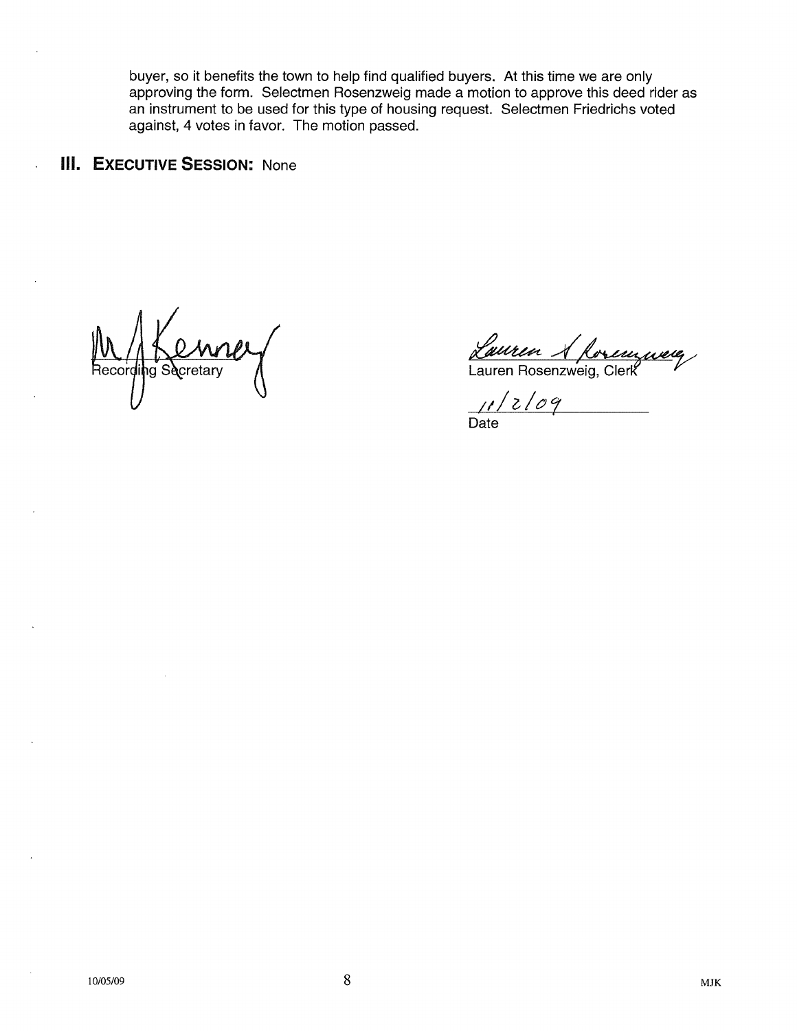buyer, so it benefits the town to help find qualified buyers. At this time we are only approving the form. Selectmen Rosenzweig made a motion to approve this deed rider as an instrument to be used for this type of housing request. Selectmen Friedrichs voted against, 4 votes in favor. The motion passed.

## III. EXECUTIVE SESSION: None

M J Kenney
Recording Secretary

Lauren Rosenzweig
Lauren Rosenzweig, Clerk

11/2/09
Date